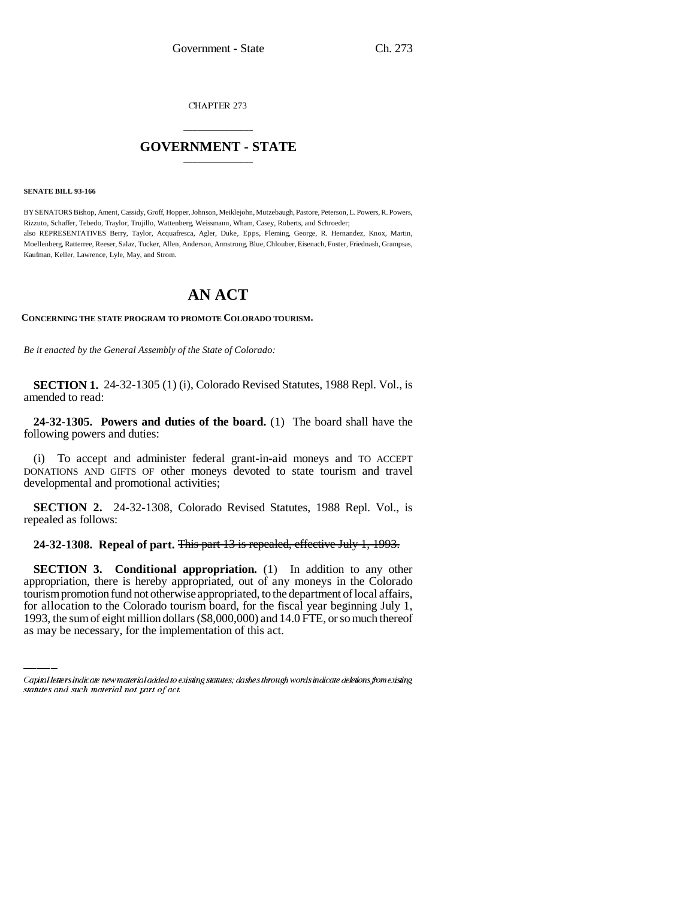CHAPTER 273

# GOVERNMENT - STATE

**SENATE BILL 93-166**

BY SENATORS Bishop, Ament, Cassidy, Groff, Hopper, Johnson, Meiklejohn, Mutzebaugh, Pastore, Peterson, L. Powers, R. Powers, Rizzuto, Schaffer, Tebedo, Traylor, Trujillo, Wattenberg, Weissmann, Wham, Casey, Roberts, and Schroeder;
also REPRESENTATIVES Berry, Taylor, Acquafresca, Agler, Duke, Epps, Fleming, George, R. Hernandez, Knox, Martin, Moellenberg, Ratterree, Reeser, Salaz, Tucker, Allen, Anderson, Armstrong, Blue, Chlouber, Eisenach, Foster, Friednash, Grampsas, Kaufman, Keller, Lawrence, Lyle, May, and Strom.

# AN ACT

**CONCERNING THE STATE PROGRAM TO PROMOTE COLORADO TOURISM.**

*Be it enacted by the General Assembly of the State of Colorado:*

**SECTION 1.** 24-32-1305 (1) (i), Colorado Revised Statutes, 1988 Repl. Vol., is amended to read:

**24-32-1305. Powers and duties of the board.** (1) The board shall have the following powers and duties:

(i) To accept and administer federal grant-in-aid moneys and TO ACCEPT DONATIONS AND GIFTS OF other moneys devoted to state tourism and travel developmental and promotional activities;

**SECTION 2.** 24-32-1308, Colorado Revised Statutes, 1988 Repl. Vol., is repealed as follows:

**24-32-1308. Repeal of part.** ~~This part 13 is repealed, effective July 1, 1993.~~

**SECTION 3. Conditional appropriation.** (1) In addition to any other appropriation, there is hereby appropriated, out of any moneys in the Colorado tourism promotion fund not otherwise appropriated, to the department of local affairs, for allocation to the Colorado tourism board, for the fiscal year beginning July 1, 1993, the sum of eight million dollars ($8,000,000) and 14.0 FTE, or so much thereof as may be necessary, for the implementation of this act.

*Capital letters indicate new material added to existing statutes; dashes through words indicate deletions from existing statutes and such material not part of act.*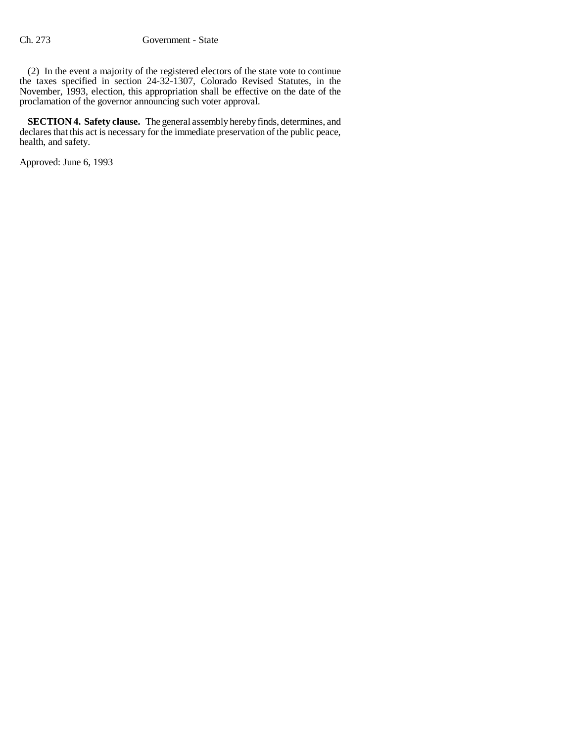(2) In the event a majority of the registered electors of the state vote to continue the taxes specified in section 24-32-1307, Colorado Revised Statutes, in the November, 1993, election, this appropriation shall be effective on the date of the proclamation of the governor announcing such voter approval.

**SECTION 4. Safety clause.** The general assembly hereby finds, determines, and declares that this act is necessary for the immediate preservation of the public peace, health, and safety.

Approved: June 6, 1993